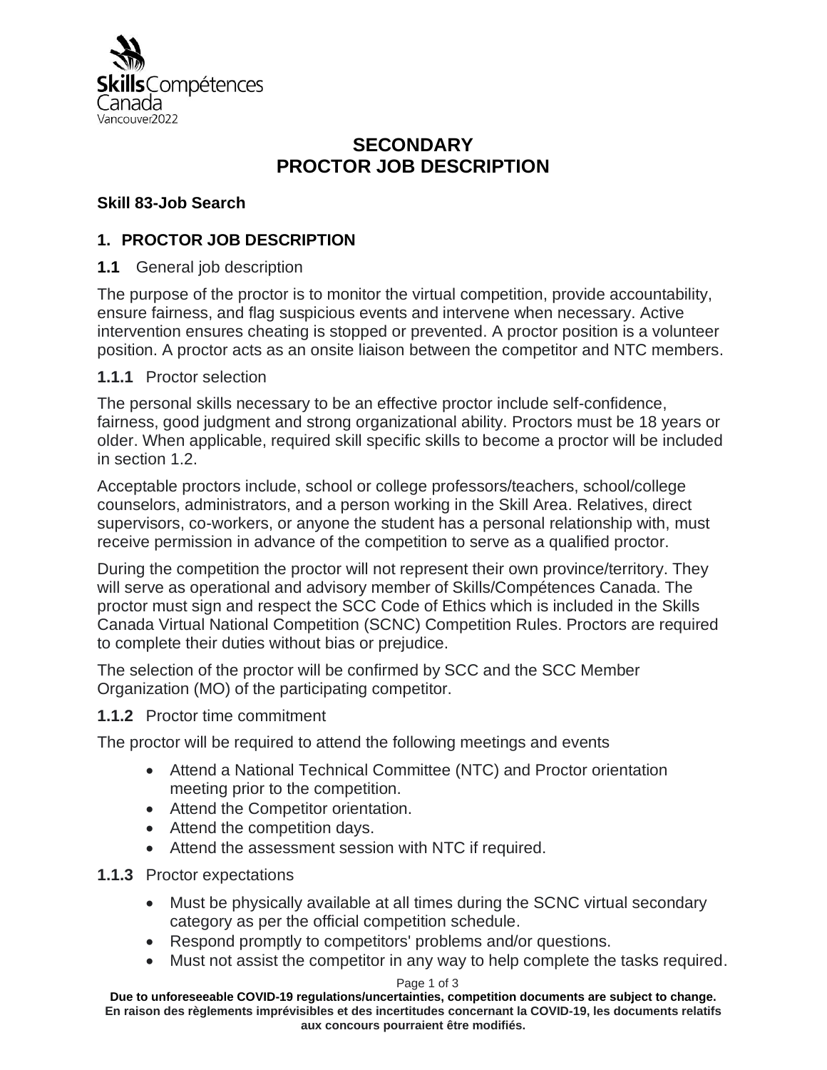# SECONDARY
# PROCTOR JOB DESCRIPTION

**Skill 83-Job Search**

## 1. PROCTOR JOB DESCRIPTION

### 1.1 General job description

The purpose of the proctor is to monitor the virtual competition, provide accountability, ensure fairness, and flag suspicious events and intervene when necessary. Active intervention ensures cheating is stopped or prevented. A proctor position is a volunteer position. A proctor acts as an onsite liaison between the competitor and NTC members.

#### 1.1.1 Proctor selection

The personal skills necessary to be an effective proctor include self-confidence, fairness, good judgment and strong organizational ability. Proctors must be 18 years or older. When applicable, required skill specific skills to become a proctor will be included in section 1.2.

Acceptable proctors include, school or college professors/teachers, school/college counselors, administrators, and a person working in the Skill Area. Relatives, direct supervisors, co-workers, or anyone the student has a personal relationship with, must receive permission in advance of the competition to serve as a qualified proctor.

During the competition the proctor will not represent their own province/territory. They will serve as operational and advisory member of Skills/Compétences Canada. The proctor must sign and respect the SCC Code of Ethics which is included in the Skills Canada Virtual National Competition (SCNC) Competition Rules. Proctors are required to complete their duties without bias or prejudice.

The selection of the proctor will be confirmed by SCC and the SCC Member Organization (MO) of the participating competitor.

#### 1.1.2 Proctor time commitment

The proctor will be required to attend the following meetings and events

- Attend a National Technical Committee (NTC) and Proctor orientation meeting prior to the competition.
- Attend the Competitor orientation.
- Attend the competition days.
- Attend the assessment session with NTC if required.

#### 1.1.3 Proctor expectations

- Must be physically available at all times during the SCNC virtual secondary category as per the official competition schedule.
- Respond promptly to competitors' problems and/or questions.
- Must not assist the competitor in any way to help complete the tasks required.

**Due to unforeseeable COVID-19 regulations/uncertainties, competition documents are subject to change.**
**En raison des règlements imprévisibles et des incertitudes concernant la COVID-19, les documents relatifs aux concours pourraient être modifiés.**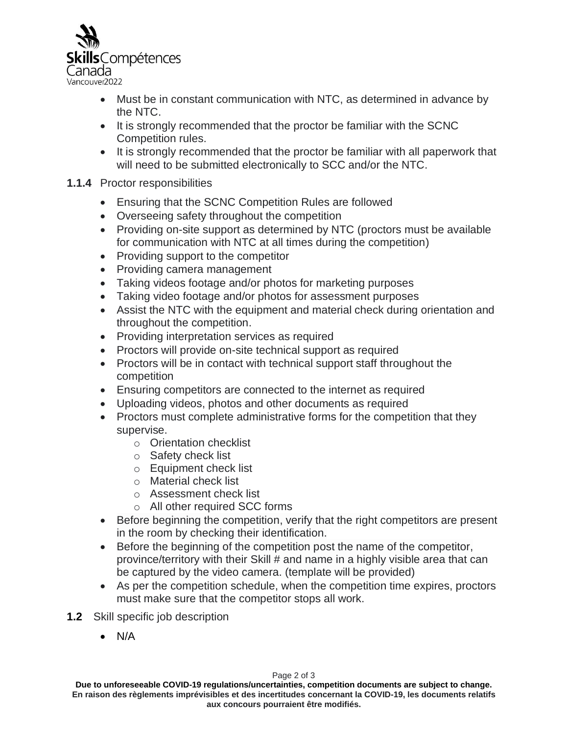- Must be in constant communication with NTC, as determined in advance by the NTC.
- It is strongly recommended that the proctor be familiar with the SCNC Competition rules.
- It is strongly recommended that the proctor be familiar with all paperwork that will need to be submitted electronically to SCC and/or the NTC.

**1.1.4** Proctor responsibilities

- Ensuring that the SCNC Competition Rules are followed
- Overseeing safety throughout the competition
- Providing on-site support as determined by NTC (proctors must be available for communication with NTC at all times during the competition)
- Providing support to the competitor
- Providing camera management
- Taking videos footage and/or photos for marketing purposes
- Taking video footage and/or photos for assessment purposes
- Assist the NTC with the equipment and material check during orientation and throughout the competition.
- Providing interpretation services as required
- Proctors will provide on-site technical support as required
- Proctors will be in contact with technical support staff throughout the competition
- Ensuring competitors are connected to the internet as required
- Uploading videos, photos and other documents as required
- Proctors must complete administrative forms for the competition that they supervise.
  - Orientation checklist
  - Safety check list
  - Equipment check list
  - Material check list
  - Assessment check list
  - All other required SCC forms
- Before beginning the competition, verify that the right competitors are present in the room by checking their identification.
- Before the beginning of the competition post the name of the competitor, province/territory with their Skill # and name in a highly visible area that can be captured by the video camera. (template will be provided)
- As per the competition schedule, when the competition time expires, proctors must make sure that the competitor stops all work.

**1.2** Skill specific job description

- N/A

**Due to unforeseeable COVID-19 regulations/uncertainties, competition documents are subject to change.**
**En raison des règlements imprévisibles et des incertitudes concernant la COVID-19, les documents relatifs aux concours pourraient être modifiés.**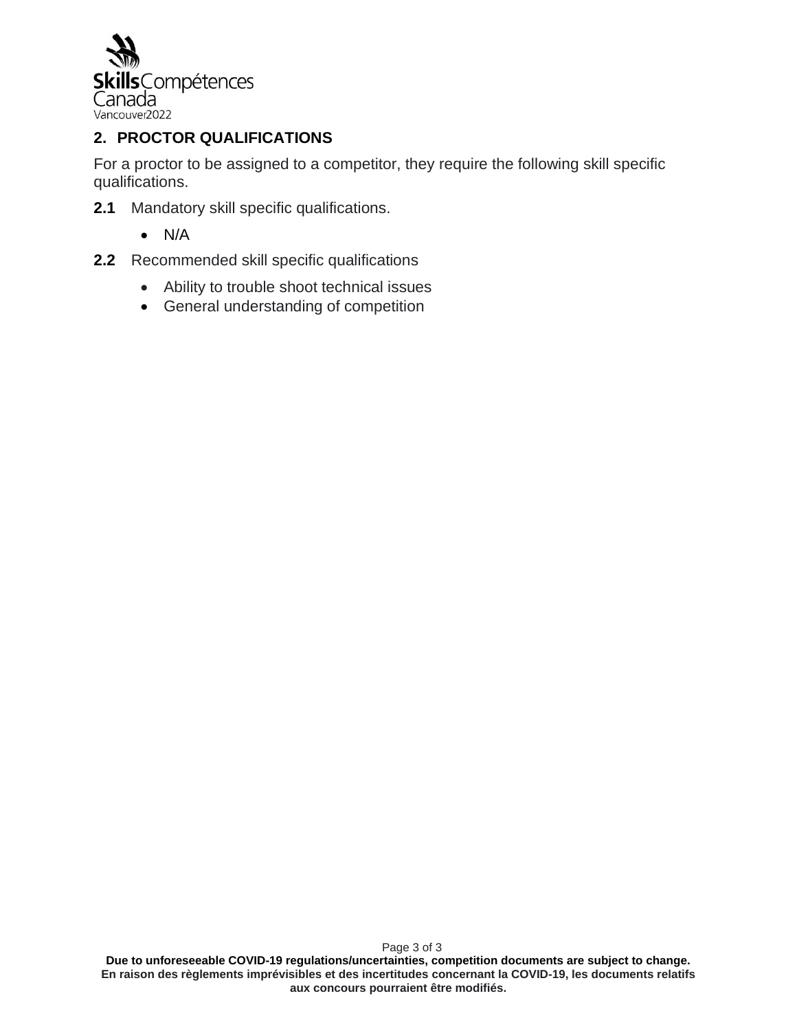## 2. PROCTOR QUALIFICATIONS

For a proctor to be assigned to a competitor, they require the following skill specific qualifications.

**2.1** Mandatory skill specific qualifications.

- N/A

**2.2** Recommended skill specific qualifications

- Ability to trouble shoot technical issues
- General understanding of competition